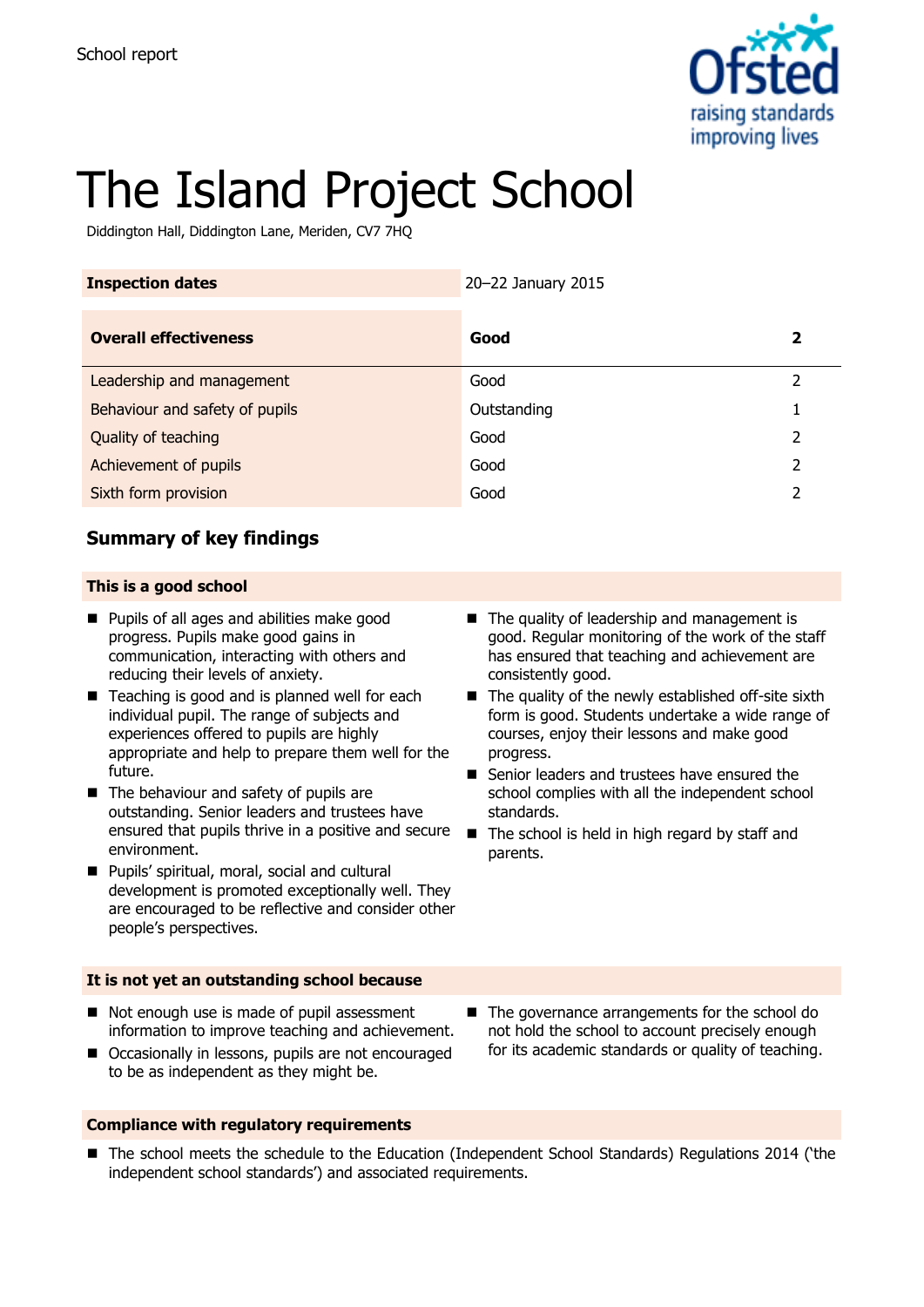School report

# The Island Project School

Diddington Hall, Diddington Lane, Meriden, CV7 7HQ

| Inspection dates | 20–22 January 2015 | |
|---|---|---|
| **Overall effectiveness** | **Good** | **2** |
| Leadership and management | Good | 2 |
| Behaviour and safety of pupils | Outstanding | 1 |
| Quality of teaching | Good | 2 |
| Achievement of pupils | Good | 2 |
| Sixth form provision | Good | 2 |

## Summary of key findings

### This is a good school

- Pupils of all ages and abilities make good progress. Pupils make good gains in communication, interacting with others and reducing their levels of anxiety.
- Teaching is good and is planned well for each individual pupil. The range of subjects and experiences offered to pupils are highly appropriate and help to prepare them well for the future.
- The behaviour and safety of pupils are outstanding. Senior leaders and trustees have ensured that pupils thrive in a positive and secure environment.
- Pupils' spiritual, moral, social and cultural development is promoted exceptionally well. They are encouraged to be reflective and consider other people's perspectives.
- The quality of leadership and management is good. Regular monitoring of the work of the staff has ensured that teaching and achievement are consistently good.
- The quality of the newly established off-site sixth form is good. Students undertake a wide range of courses, enjoy their lessons and make good progress.
- Senior leaders and trustees have ensured the school complies with all the independent school standards.
- The school is held in high regard by staff and parents.

### It is not yet an outstanding school because

- Not enough use is made of pupil assessment information to improve teaching and achievement.
- Occasionally in lessons, pupils are not encouraged to be as independent as they might be.
- The governance arrangements for the school do not hold the school to account precisely enough for its academic standards or quality of teaching.

### Compliance with regulatory requirements

- The school meets the schedule to the Education (Independent School Standards) Regulations 2014 ('the independent school standards') and associated requirements.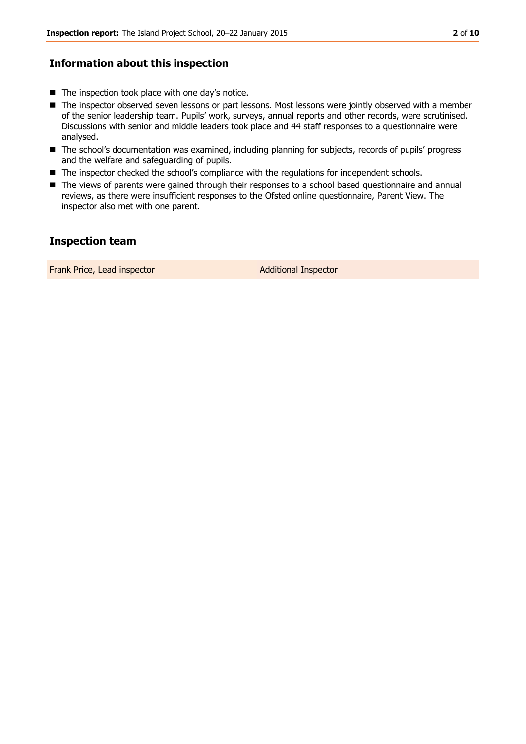## Information about this inspection

- The inspection took place with one day's notice.
- The inspector observed seven lessons or part lessons. Most lessons were jointly observed with a member of the senior leadership team. Pupils' work, surveys, annual reports and other records, were scrutinised. Discussions with senior and middle leaders took place and 44 staff responses to a questionnaire were analysed.
- The school's documentation was examined, including planning for subjects, records of pupils' progress and the welfare and safeguarding of pupils.
- The inspector checked the school's compliance with the regulations for independent schools.
- The views of parents were gained through their responses to a school based questionnaire and annual reviews, as there were insufficient responses to the Ofsted online questionnaire, Parent View. The inspector also met with one parent.

## Inspection team

| | |
|---|---|
| Frank Price, Lead inspector | Additional Inspector |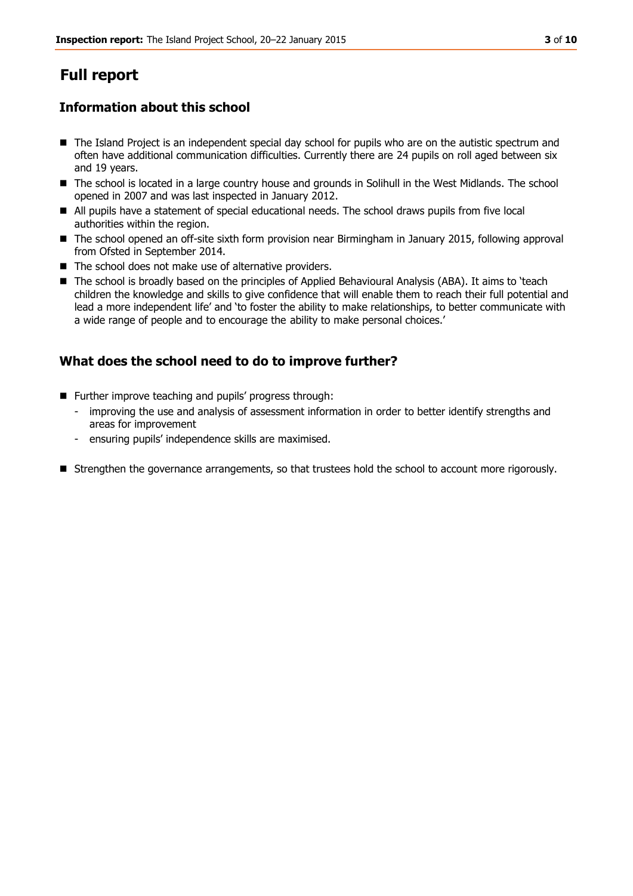# Full report

## Information about this school

- The Island Project is an independent special day school for pupils who are on the autistic spectrum and often have additional communication difficulties. Currently there are 24 pupils on roll aged between six and 19 years.
- The school is located in a large country house and grounds in Solihull in the West Midlands. The school opened in 2007 and was last inspected in January 2012.
- All pupils have a statement of special educational needs. The school draws pupils from five local authorities within the region.
- The school opened an off-site sixth form provision near Birmingham in January 2015, following approval from Ofsted in September 2014.
- The school does not make use of alternative providers.
- The school is broadly based on the principles of Applied Behavioural Analysis (ABA). It aims to 'teach children the knowledge and skills to give confidence that will enable them to reach their full potential and lead a more independent life' and 'to foster the ability to make relationships, to better communicate with a wide range of people and to encourage the ability to make personal choices.'

## What does the school need to do to improve further?

- Further improve teaching and pupils' progress through:
  - improving the use and analysis of assessment information in order to better identify strengths and areas for improvement
  - ensuring pupils' independence skills are maximised.
- Strengthen the governance arrangements, so that trustees hold the school to account more rigorously.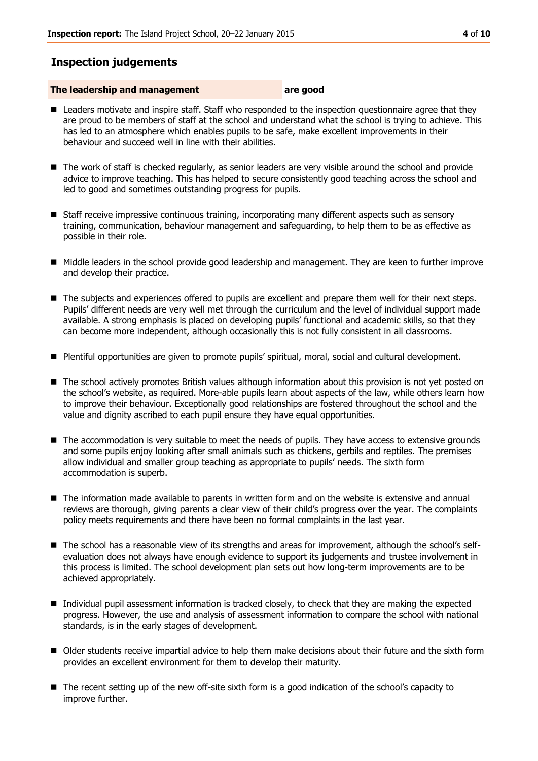## Inspection judgements

**The leadership and management** **are good**

- Leaders motivate and inspire staff. Staff who responded to the inspection questionnaire agree that they are proud to be members of staff at the school and understand what the school is trying to achieve. This has led to an atmosphere which enables pupils to be safe, make excellent improvements in their behaviour and succeed well in line with their abilities.

- The work of staff is checked regularly, as senior leaders are very visible around the school and provide advice to improve teaching. This has helped to secure consistently good teaching across the school and led to good and sometimes outstanding progress for pupils.

- Staff receive impressive continuous training, incorporating many different aspects such as sensory training, communication, behaviour management and safeguarding, to help them to be as effective as possible in their role.

- Middle leaders in the school provide good leadership and management. They are keen to further improve and develop their practice.

- The subjects and experiences offered to pupils are excellent and prepare them well for their next steps. Pupils' different needs are very well met through the curriculum and the level of individual support made available. A strong emphasis is placed on developing pupils' functional and academic skills, so that they can become more independent, although occasionally this is not fully consistent in all classrooms.

- Plentiful opportunities are given to promote pupils' spiritual, moral, social and cultural development.

- The school actively promotes British values although information about this provision is not yet posted on the school's website, as required. More-able pupils learn about aspects of the law, while others learn how to improve their behaviour. Exceptionally good relationships are fostered throughout the school and the value and dignity ascribed to each pupil ensure they have equal opportunities.

- The accommodation is very suitable to meet the needs of pupils. They have access to extensive grounds and some pupils enjoy looking after small animals such as chickens, gerbils and reptiles. The premises allow individual and smaller group teaching as appropriate to pupils' needs. The sixth form accommodation is superb.

- The information made available to parents in written form and on the website is extensive and annual reviews are thorough, giving parents a clear view of their child's progress over the year. The complaints policy meets requirements and there have been no formal complaints in the last year.

- The school has a reasonable view of its strengths and areas for improvement, although the school's self-evaluation does not always have enough evidence to support its judgements and trustee involvement in this process is limited. The school development plan sets out how long-term improvements are to be achieved appropriately.

- Individual pupil assessment information is tracked closely, to check that they are making the expected progress. However, the use and analysis of assessment information to compare the school with national standards, is in the early stages of development.

- Older students receive impartial advice to help them make decisions about their future and the sixth form provides an excellent environment for them to develop their maturity.

- The recent setting up of the new off-site sixth form is a good indication of the school's capacity to improve further.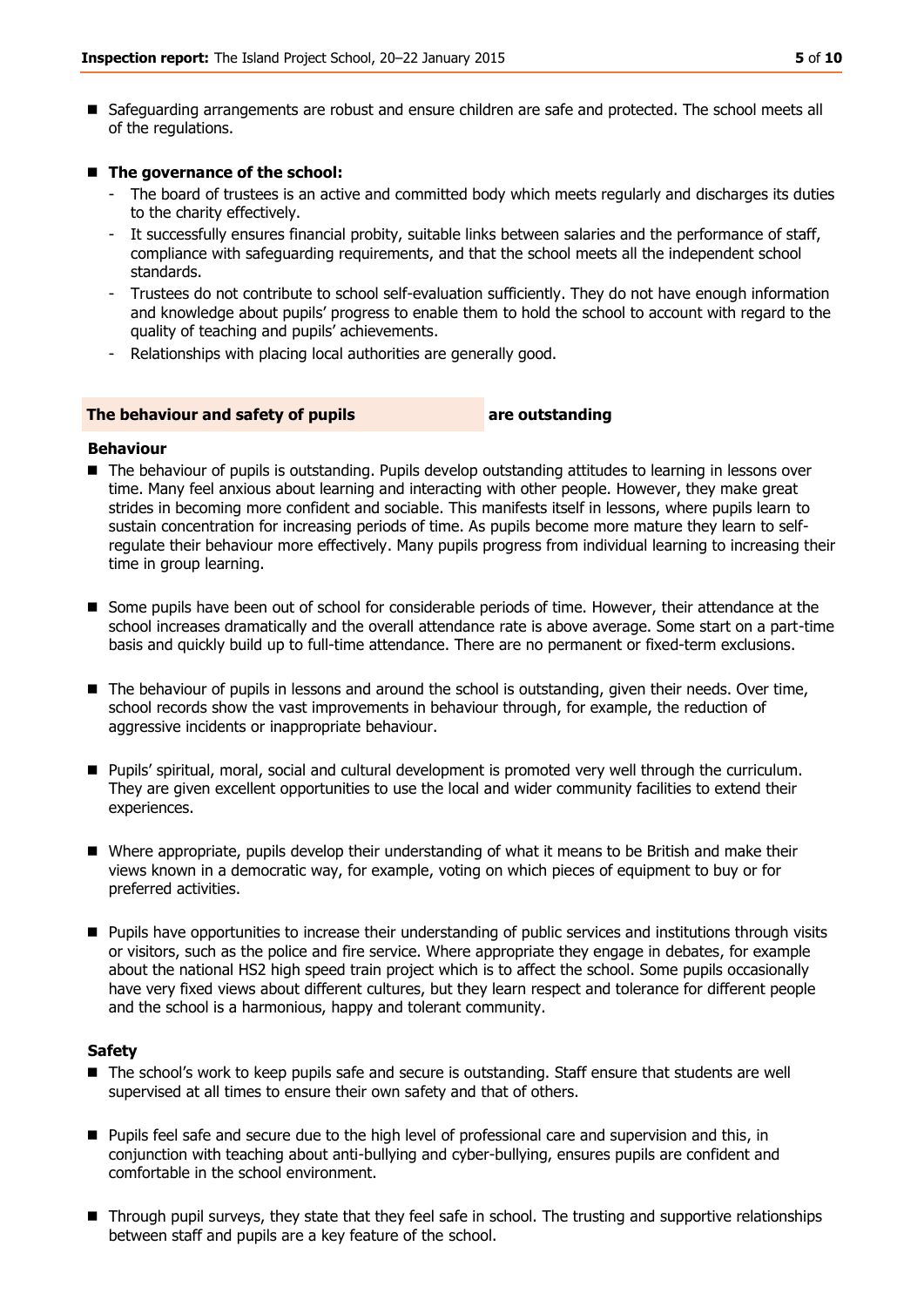- Safeguarding arrangements are robust and ensure children are safe and protected. The school meets all of the regulations.

- **The governance of the school:**
  - The board of trustees is an active and committed body which meets regularly and discharges its duties to the charity effectively.
  - It successfully ensures financial probity, suitable links between salaries and the performance of staff, compliance with safeguarding requirements, and that the school meets all the independent school standards.
  - Trustees do not contribute to school self-evaluation sufficiently. They do not have enough information and knowledge about pupils' progress to enable them to hold the school to account with regard to the quality of teaching and pupils' achievements.
  - Relationships with placing local authorities are generally good.

## The behaviour and safety of pupils — are outstanding

### Behaviour

- The behaviour of pupils is outstanding. Pupils develop outstanding attitudes to learning in lessons over time. Many feel anxious about learning and interacting with other people. However, they make great strides in becoming more confident and sociable. This manifests itself in lessons, where pupils learn to sustain concentration for increasing periods of time. As pupils become more mature they learn to self-regulate their behaviour more effectively. Many pupils progress from individual learning to increasing their time in group learning.

- Some pupils have been out of school for considerable periods of time. However, their attendance at the school increases dramatically and the overall attendance rate is above average. Some start on a part-time basis and quickly build up to full-time attendance. There are no permanent or fixed-term exclusions.

- The behaviour of pupils in lessons and around the school is outstanding, given their needs. Over time, school records show the vast improvements in behaviour through, for example, the reduction of aggressive incidents or inappropriate behaviour.

- Pupils' spiritual, moral, social and cultural development is promoted very well through the curriculum. They are given excellent opportunities to use the local and wider community facilities to extend their experiences.

- Where appropriate, pupils develop their understanding of what it means to be British and make their views known in a democratic way, for example, voting on which pieces of equipment to buy or for preferred activities.

- Pupils have opportunities to increase their understanding of public services and institutions through visits or visitors, such as the police and fire service. Where appropriate they engage in debates, for example about the national HS2 high speed train project which is to affect the school. Some pupils occasionally have very fixed views about different cultures, but they learn respect and tolerance for different people and the school is a harmonious, happy and tolerant community.

### Safety

- The school's work to keep pupils safe and secure is outstanding. Staff ensure that students are well supervised at all times to ensure their own safety and that of others.

- Pupils feel safe and secure due to the high level of professional care and supervision and this, in conjunction with teaching about anti-bullying and cyber-bullying, ensures pupils are confident and comfortable in the school environment.

- Through pupil surveys, they state that they feel safe in school. The trusting and supportive relationships between staff and pupils are a key feature of the school.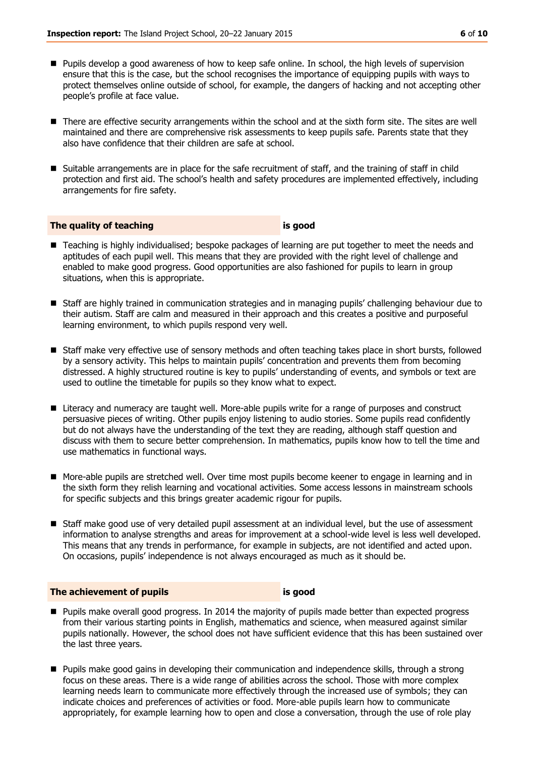- Pupils develop a good awareness of how to keep safe online. In school, the high levels of supervision ensure that this is the case, but the school recognises the importance of equipping pupils with ways to protect themselves online outside of school, for example, the dangers of hacking and not accepting other people's profile at face value.

- There are effective security arrangements within the school and at the sixth form site. The sites are well maintained and there are comprehensive risk assessments to keep pupils safe. Parents state that they also have confidence that their children are safe at school.

- Suitable arrangements are in place for the safe recruitment of staff, and the training of staff in child protection and first aid. The school's health and safety procedures are implemented effectively, including arrangements for fire safety.

## The quality of teaching — is good

- Teaching is highly individualised; bespoke packages of learning are put together to meet the needs and aptitudes of each pupil well. This means that they are provided with the right level of challenge and enabled to make good progress. Good opportunities are also fashioned for pupils to learn in group situations, when this is appropriate.

- Staff are highly trained in communication strategies and in managing pupils' challenging behaviour due to their autism. Staff are calm and measured in their approach and this creates a positive and purposeful learning environment, to which pupils respond very well.

- Staff make very effective use of sensory methods and often teaching takes place in short bursts, followed by a sensory activity. This helps to maintain pupils' concentration and prevents them from becoming distressed. A highly structured routine is key to pupils' understanding of events, and symbols or text are used to outline the timetable for pupils so they know what to expect.

- Literacy and numeracy are taught well. More-able pupils write for a range of purposes and construct persuasive pieces of writing. Other pupils enjoy listening to audio stories. Some pupils read confidently but do not always have the understanding of the text they are reading, although staff question and discuss with them to secure better comprehension. In mathematics, pupils know how to tell the time and use mathematics in functional ways.

- More-able pupils are stretched well. Over time most pupils become keener to engage in learning and in the sixth form they relish learning and vocational activities. Some access lessons in mainstream schools for specific subjects and this brings greater academic rigour for pupils.

- Staff make good use of very detailed pupil assessment at an individual level, but the use of assessment information to analyse strengths and areas for improvement at a school-wide level is less well developed. This means that any trends in performance, for example in subjects, are not identified and acted upon. On occasions, pupils' independence is not always encouraged as much as it should be.

## The achievement of pupils — is good

- Pupils make overall good progress. In 2014 the majority of pupils made better than expected progress from their various starting points in English, mathematics and science, when measured against similar pupils nationally. However, the school does not have sufficient evidence that this has been sustained over the last three years.

- Pupils make good gains in developing their communication and independence skills, through a strong focus on these areas. There is a wide range of abilities across the school. Those with more complex learning needs learn to communicate more effectively through the increased use of symbols; they can indicate choices and preferences of activities or food. More-able pupils learn how to communicate appropriately, for example learning how to open and close a conversation, through the use of role play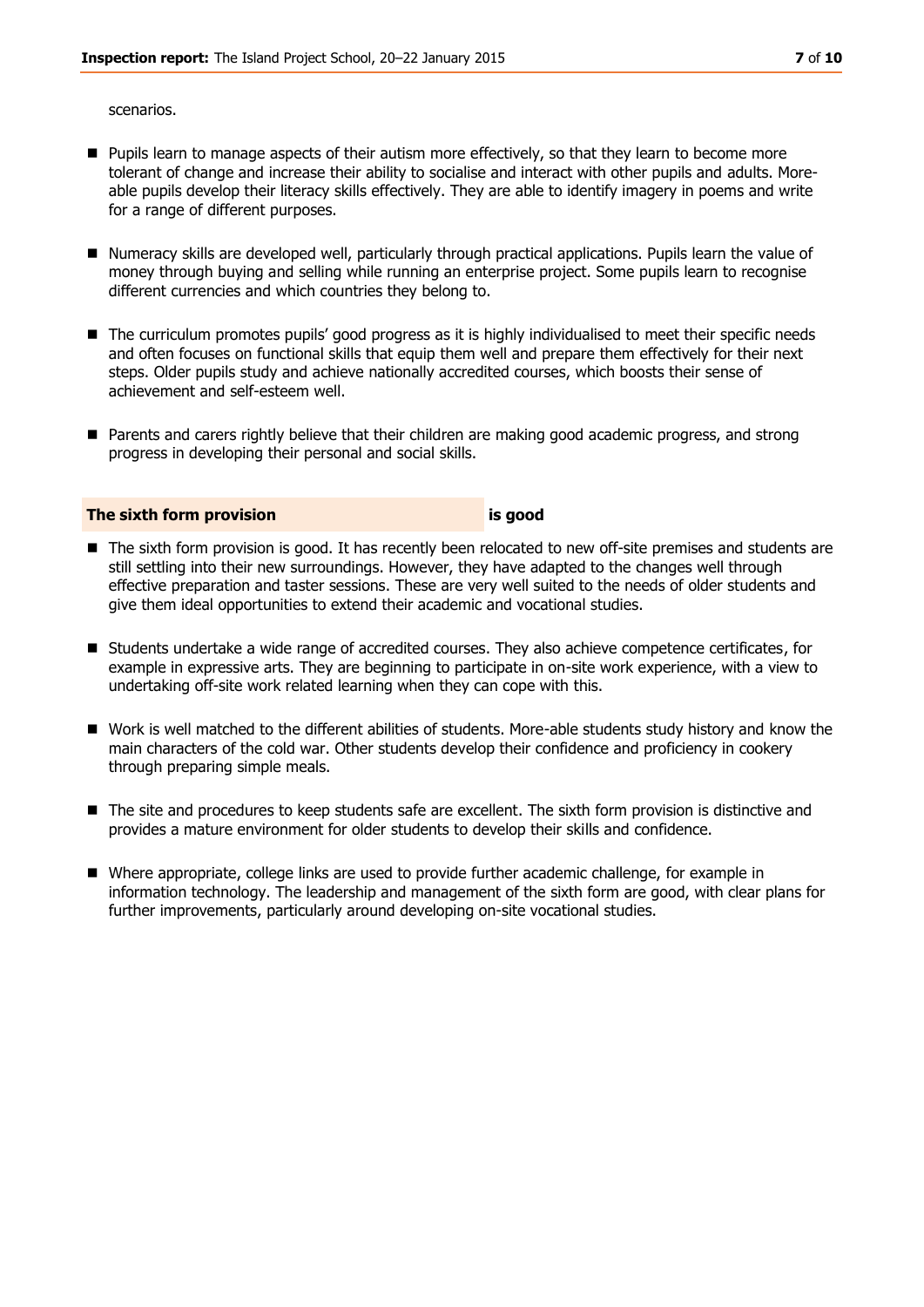scenarios.

- Pupils learn to manage aspects of their autism more effectively, so that they learn to become more tolerant of change and increase their ability to socialise and interact with other pupils and adults. More-able pupils develop their literacy skills effectively. They are able to identify imagery in poems and write for a range of different purposes.

- Numeracy skills are developed well, particularly through practical applications. Pupils learn the value of money through buying and selling while running an enterprise project. Some pupils learn to recognise different currencies and which countries they belong to.

- The curriculum promotes pupils' good progress as it is highly individualised to meet their specific needs and often focuses on functional skills that equip them well and prepare them effectively for their next steps. Older pupils study and achieve nationally accredited courses, which boosts their sense of achievement and self-esteem well.

- Parents and carers rightly believe that their children are making good academic progress, and strong progress in developing their personal and social skills.

## The sixth form provision **is good**

- The sixth form provision is good. It has recently been relocated to new off-site premises and students are still settling into their new surroundings. However, they have adapted to the changes well through effective preparation and taster sessions. These are very well suited to the needs of older students and give them ideal opportunities to extend their academic and vocational studies.

- Students undertake a wide range of accredited courses. They also achieve competence certificates, for example in expressive arts. They are beginning to participate in on-site work experience, with a view to undertaking off-site work related learning when they can cope with this.

- Work is well matched to the different abilities of students. More-able students study history and know the main characters of the cold war. Other students develop their confidence and proficiency in cookery through preparing simple meals.

- The site and procedures to keep students safe are excellent. The sixth form provision is distinctive and provides a mature environment for older students to develop their skills and confidence.

- Where appropriate, college links are used to provide further academic challenge, for example in information technology. The leadership and management of the sixth form are good, with clear plans for further improvements, particularly around developing on-site vocational studies.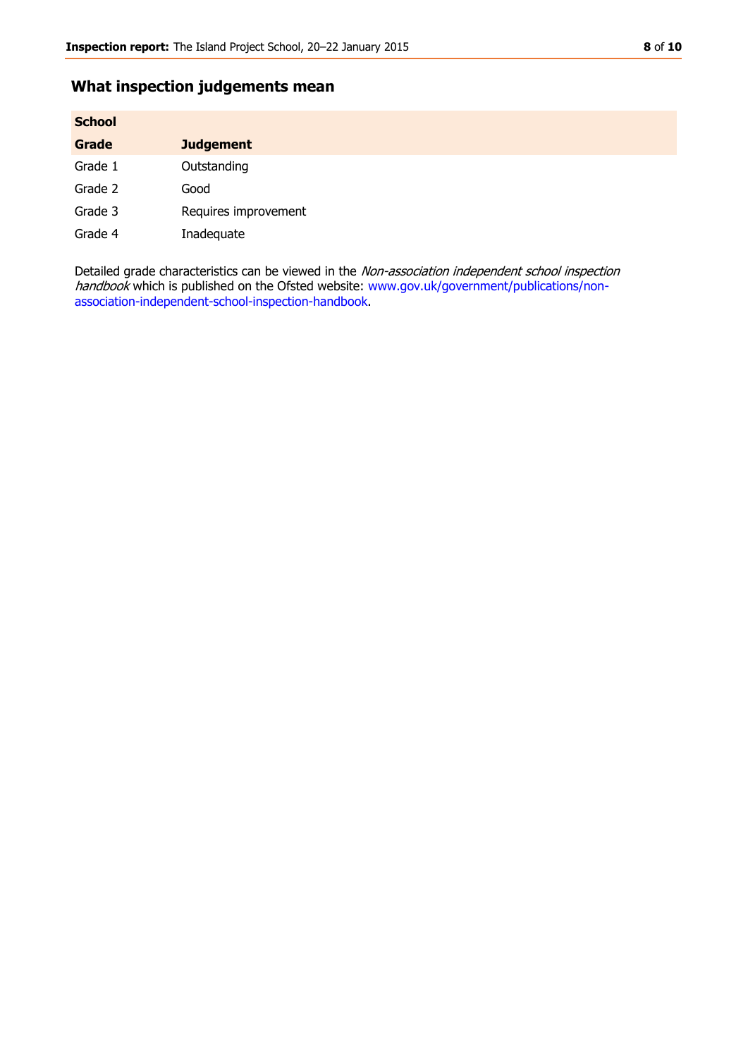## What inspection judgements mean

| School | |
|---|---|
| **Grade** | **Judgement** |
| Grade 1 | Outstanding |
| Grade 2 | Good |
| Grade 3 | Requires improvement |
| Grade 4 | Inadequate |

Detailed grade characteristics can be viewed in the *Non-association independent school inspection handbook* which is published on the Ofsted website: www.gov.uk/government/publications/non-association-independent-school-inspection-handbook.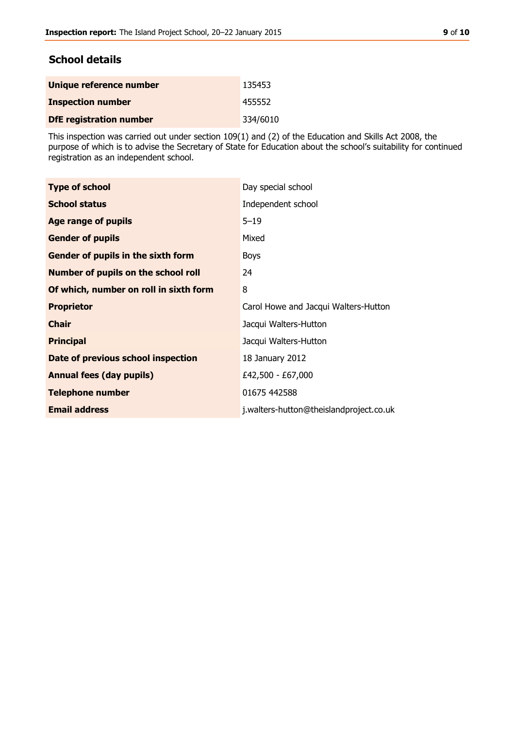## School details

| | |
|---|---|
| **Unique reference number** | 135453 |
| **Inspection number** | 455552 |
| **DfE registration number** | 334/6010 |

This inspection was carried out under section 109(1) and (2) of the Education and Skills Act 2008, the purpose of which is to advise the Secretary of State for Education about the school's suitability for continued registration as an independent school.

| | |
|---|---|
| **Type of school** | Day special school |
| **School status** | Independent school |
| **Age range of pupils** | 5–19 |
| **Gender of pupils** | Mixed |
| **Gender of pupils in the sixth form** | Boys |
| **Number of pupils on the school roll** | 24 |
| **Of which, number on roll in sixth form** | 8 |
| **Proprietor** | Carol Howe and Jacqui Walters-Hutton |
| **Chair** | Jacqui Walters-Hutton |
| **Principal** | Jacqui Walters-Hutton |
| **Date of previous school inspection** | 18 January 2012 |
| **Annual fees (day pupils)** | £42,500 - £67,000 |
| **Telephone number** | 01675 442588 |
| **Email address** | j.walters-hutton@theislandproject.co.uk |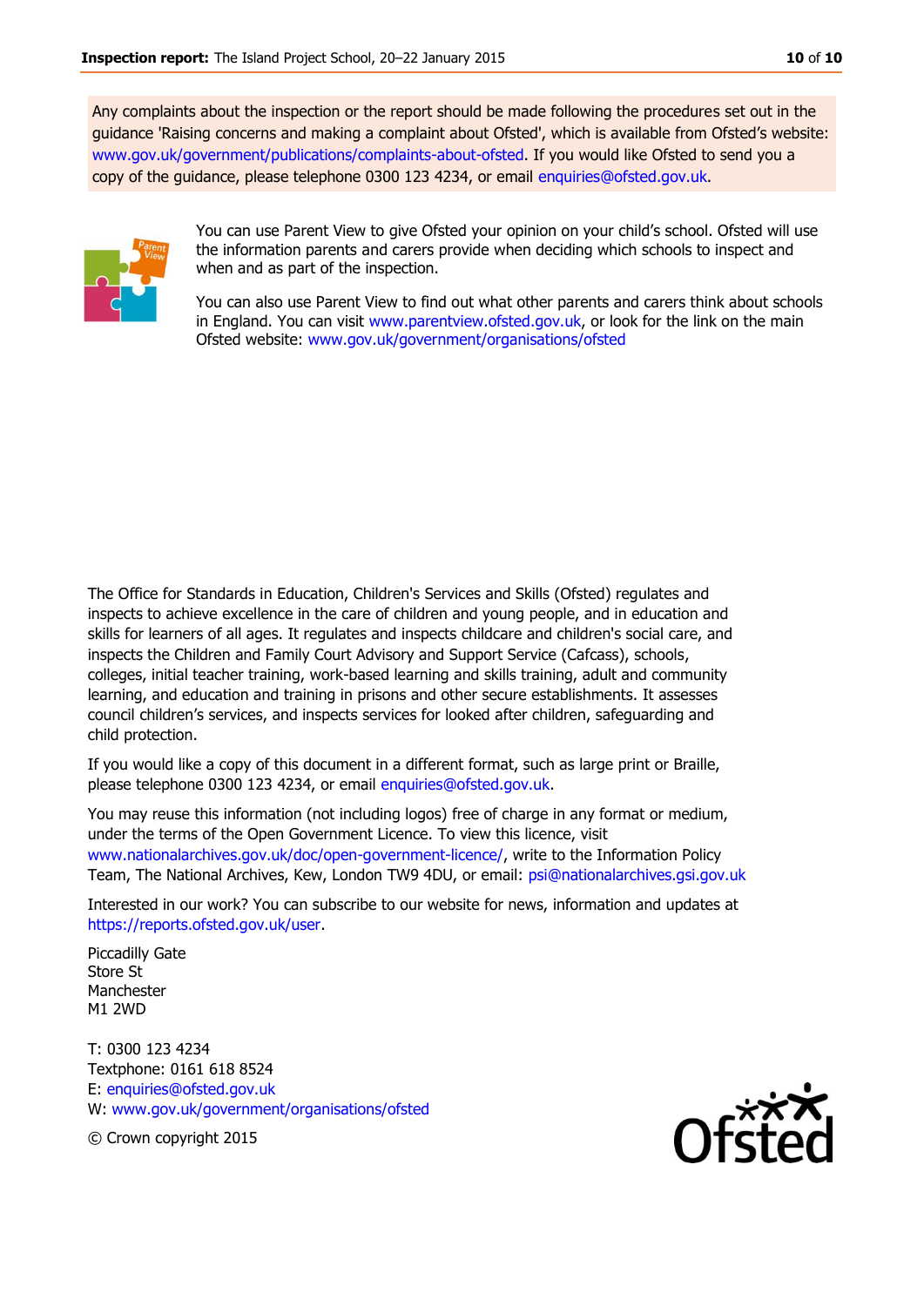Any complaints about the inspection or the report should be made following the procedures set out in the guidance 'Raising concerns and making a complaint about Ofsted', which is available from Ofsted's website: www.gov.uk/government/publications/complaints-about-ofsted. If you would like Ofsted to send you a copy of the guidance, please telephone 0300 123 4234, or email enquiries@ofsted.gov.uk.

You can use Parent View to give Ofsted your opinion on your child's school. Ofsted will use the information parents and carers provide when deciding which schools to inspect and when and as part of the inspection.

You can also use Parent View to find out what other parents and carers think about schools in England. You can visit www.parentview.ofsted.gov.uk, or look for the link on the main Ofsted website: www.gov.uk/government/organisations/ofsted

The Office for Standards in Education, Children's Services and Skills (Ofsted) regulates and inspects to achieve excellence in the care of children and young people, and in education and skills for learners of all ages. It regulates and inspects childcare and children's social care, and inspects the Children and Family Court Advisory and Support Service (Cafcass), schools, colleges, initial teacher training, work-based learning and skills training, adult and community learning, and education and training in prisons and other secure establishments. It assesses council children's services, and inspects services for looked after children, safeguarding and child protection.

If you would like a copy of this document in a different format, such as large print or Braille, please telephone 0300 123 4234, or email enquiries@ofsted.gov.uk.

You may reuse this information (not including logos) free of charge in any format or medium, under the terms of the Open Government Licence. To view this licence, visit www.nationalarchives.gov.uk/doc/open-government-licence/, write to the Information Policy Team, The National Archives, Kew, London TW9 4DU, or email: psi@nationalarchives.gsi.gov.uk

Interested in our work? You can subscribe to our website for news, information and updates at https://reports.ofsted.gov.uk/user.

Piccadilly Gate
Store St
Manchester
M1 2WD

T: 0300 123 4234
Textphone: 0161 618 8524
E: enquiries@ofsted.gov.uk
W: www.gov.uk/government/organisations/ofsted

© Crown copyright 2015